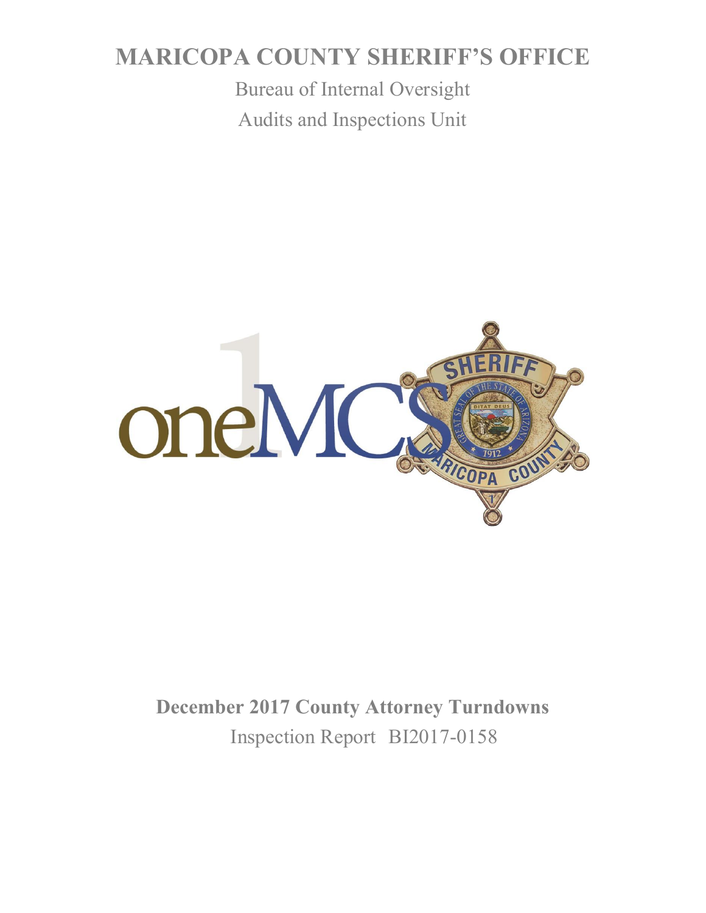# MARICOPA COUNTY SHERIFF'S OFFICE

Bureau of Internal Oversight

Audits and Inspections Unit

## December 2017 County Attorney Turndowns

Inspection Report BI2017-0158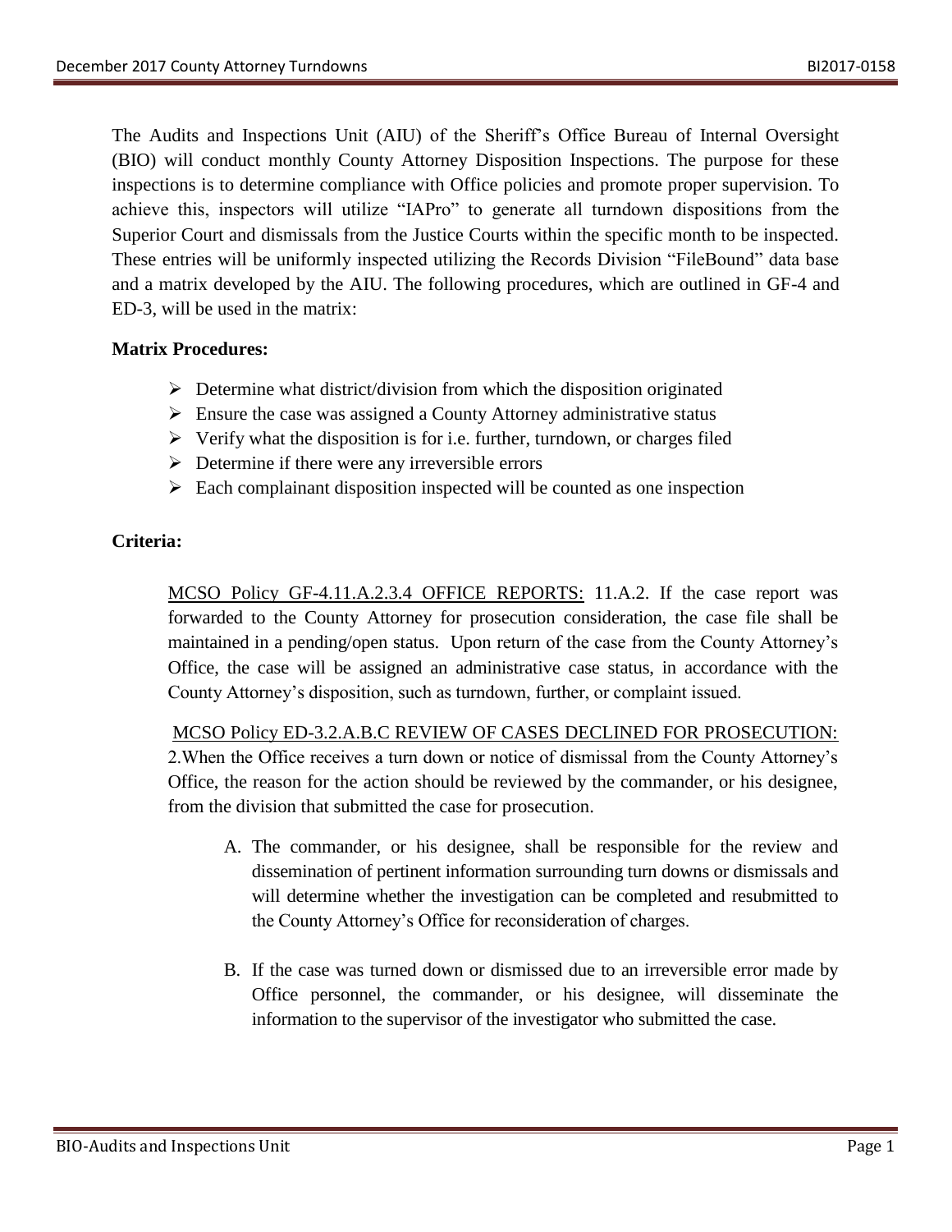The Audits and Inspections Unit (AIU) of the Sheriff's Office Bureau of Internal Oversight (BIO) will conduct monthly County Attorney Disposition Inspections. The purpose for these inspections is to determine compliance with Office policies and promote proper supervision. To achieve this, inspectors will utilize "IAPro" to generate all turndown dispositions from the Superior Court and dismissals from the Justice Courts within the specific month to be inspected. These entries will be uniformly inspected utilizing the Records Division "FileBound" data base and a matrix developed by the AIU. The following procedures, which are outlined in GF-4 and ED-3, will be used in the matrix:

**Matrix Procedures:**

- Determine what district/division from which the disposition originated
- Ensure the case was assigned a County Attorney administrative status
- Verify what the disposition is for i.e. further, turndown, or charges filed
- Determine if there were any irreversible errors
- Each complainant disposition inspected will be counted as one inspection

**Criteria:**

MCSO Policy GF-4.11.A.2.3.4 OFFICE REPORTS: 11.A.2. If the case report was forwarded to the County Attorney for prosecution consideration, the case file shall be maintained in a pending/open status. Upon return of the case from the County Attorney's Office, the case will be assigned an administrative case status, in accordance with the County Attorney's disposition, such as turndown, further, or complaint issued.

MCSO Policy ED-3.2.A.B.C REVIEW OF CASES DECLINED FOR PROSECUTION: 2.When the Office receives a turn down or notice of dismissal from the County Attorney's Office, the reason for the action should be reviewed by the commander, or his designee, from the division that submitted the case for prosecution.

A. The commander, or his designee, shall be responsible for the review and dissemination of pertinent information surrounding turn downs or dismissals and will determine whether the investigation can be completed and resubmitted to the County Attorney's Office for reconsideration of charges.

B. If the case was turned down or dismissed due to an irreversible error made by Office personnel, the commander, or his designee, will disseminate the information to the supervisor of the investigator who submitted the case.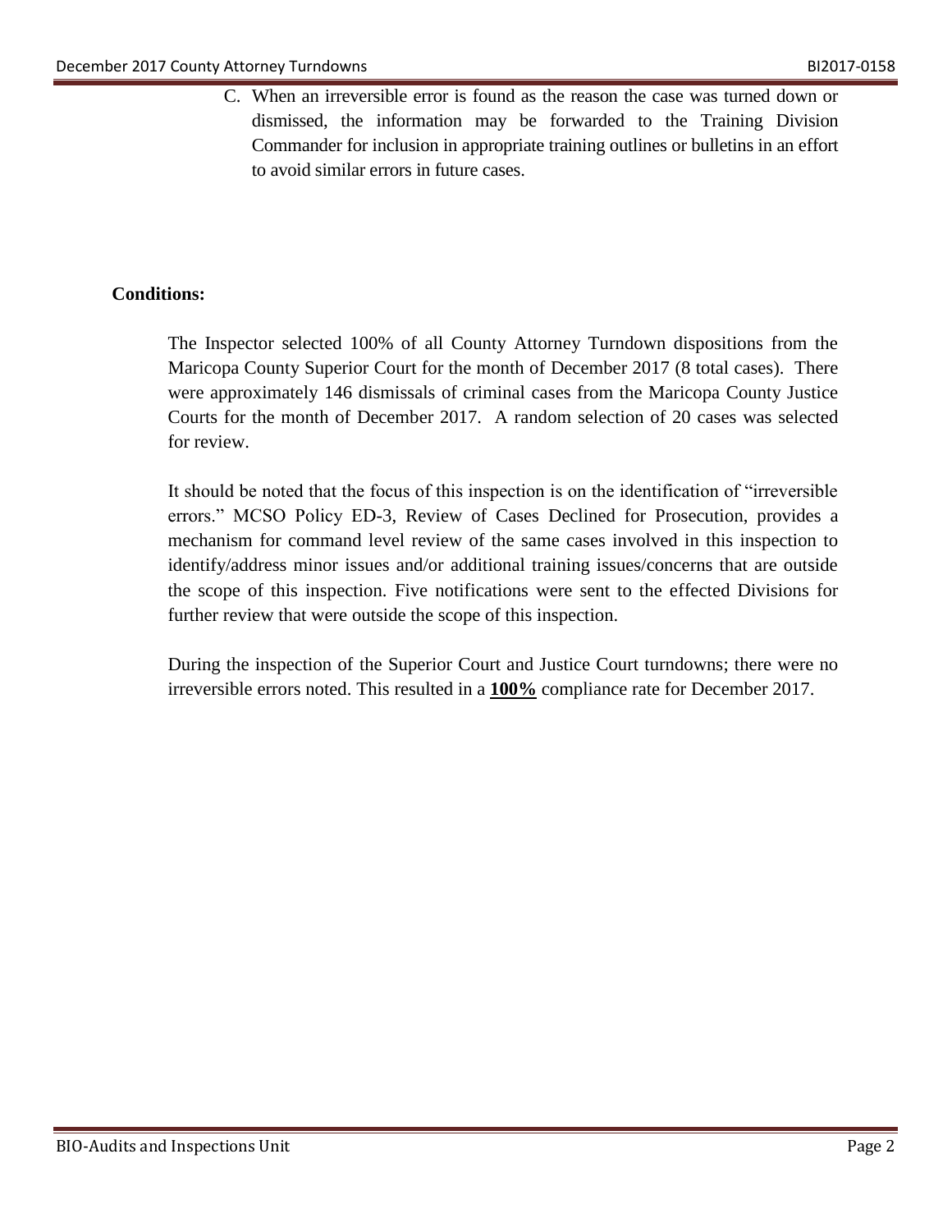C. When an irreversible error is found as the reason the case was turned down or dismissed, the information may be forwarded to the Training Division Commander for inclusion in appropriate training outlines or bulletins in an effort to avoid similar errors in future cases.

**Conditions:**

The Inspector selected 100% of all County Attorney Turndown dispositions from the Maricopa County Superior Court for the month of December 2017 (8 total cases). There were approximately 146 dismissals of criminal cases from the Maricopa County Justice Courts for the month of December 2017. A random selection of 20 cases was selected for review.

It should be noted that the focus of this inspection is on the identification of "irreversible errors." MCSO Policy ED-3, Review of Cases Declined for Prosecution, provides a mechanism for command level review of the same cases involved in this inspection to identify/address minor issues and/or additional training issues/concerns that are outside the scope of this inspection. Five notifications were sent to the effected Divisions for further review that were outside the scope of this inspection.

During the inspection of the Superior Court and Justice Court turndowns; there were no irreversible errors noted. This resulted in a **100%** compliance rate for December 2017.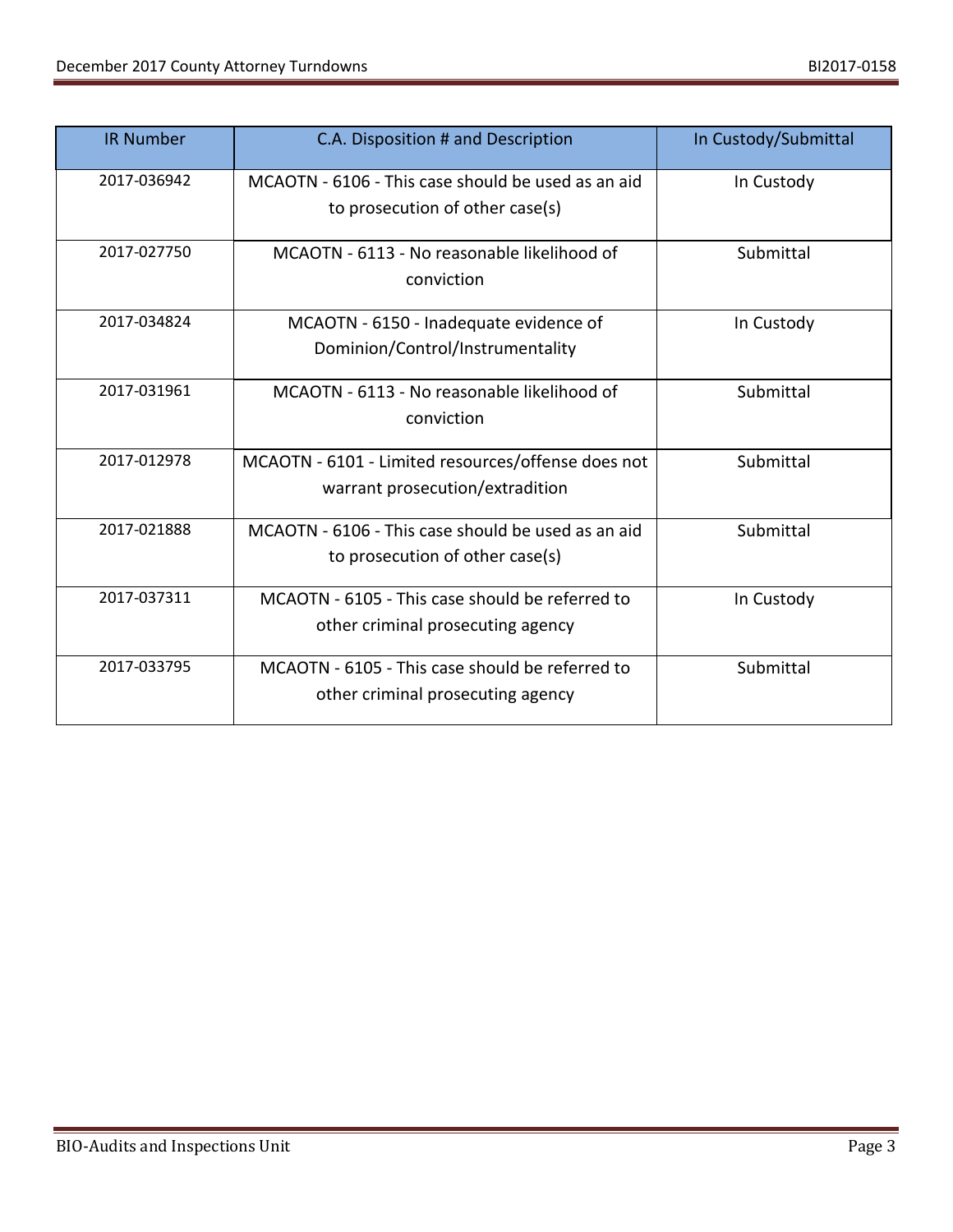| IR Number | C.A. Disposition # and Description | In Custody/Submittal |
|---|---|---|
| 2017-036942 | MCAOTN - 6106 - This case should be used as an aid to prosecution of other case(s) | In Custody |
| 2017-027750 | MCAOTN - 6113 - No reasonable likelihood of conviction | Submittal |
| 2017-034824 | MCAOTN - 6150 - Inadequate evidence of Dominion/Control/Instrumentality | In Custody |
| 2017-031961 | MCAOTN - 6113 - No reasonable likelihood of conviction | Submittal |
| 2017-012978 | MCAOTN - 6101 - Limited resources/offense does not warrant prosecution/extradition | Submittal |
| 2017-021888 | MCAOTN - 6106 - This case should be used as an aid to prosecution of other case(s) | Submittal |
| 2017-037311 | MCAOTN - 6105 - This case should be referred to other criminal prosecuting agency | In Custody |
| 2017-033795 | MCAOTN - 6105 - This case should be referred to other criminal prosecuting agency | Submittal |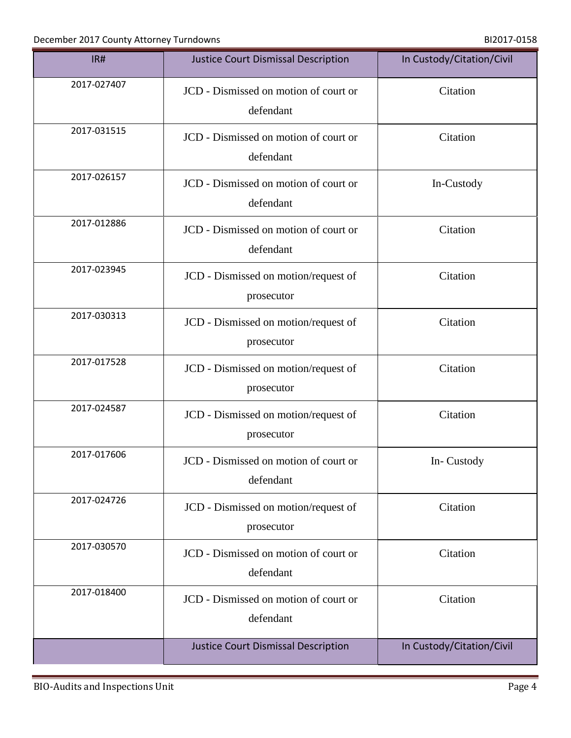| IR# | Justice Court Dismissal Description | In Custody/Citation/Civil |
|---|---|---|
| 2017-027407 | JCD - Dismissed on motion of court or defendant | Citation |
| 2017-031515 | JCD - Dismissed on motion of court or defendant | Citation |
| 2017-026157 | JCD - Dismissed on motion of court or defendant | In-Custody |
| 2017-012886 | JCD - Dismissed on motion of court or defendant | Citation |
| 2017-023945 | JCD - Dismissed on motion/request of prosecutor | Citation |
| 2017-030313 | JCD - Dismissed on motion/request of prosecutor | Citation |
| 2017-017528 | JCD - Dismissed on motion/request of prosecutor | Citation |
| 2017-024587 | JCD - Dismissed on motion/request of prosecutor | Citation |
| 2017-017606 | JCD - Dismissed on motion of court or defendant | In- Custody |
| 2017-024726 | JCD - Dismissed on motion/request of prosecutor | Citation |
| 2017-030570 | JCD - Dismissed on motion of court or defendant | Citation |
| 2017-018400 | JCD - Dismissed on motion of court or defendant | Citation |
|  | Justice Court Dismissal Description | In Custody/Citation/Civil |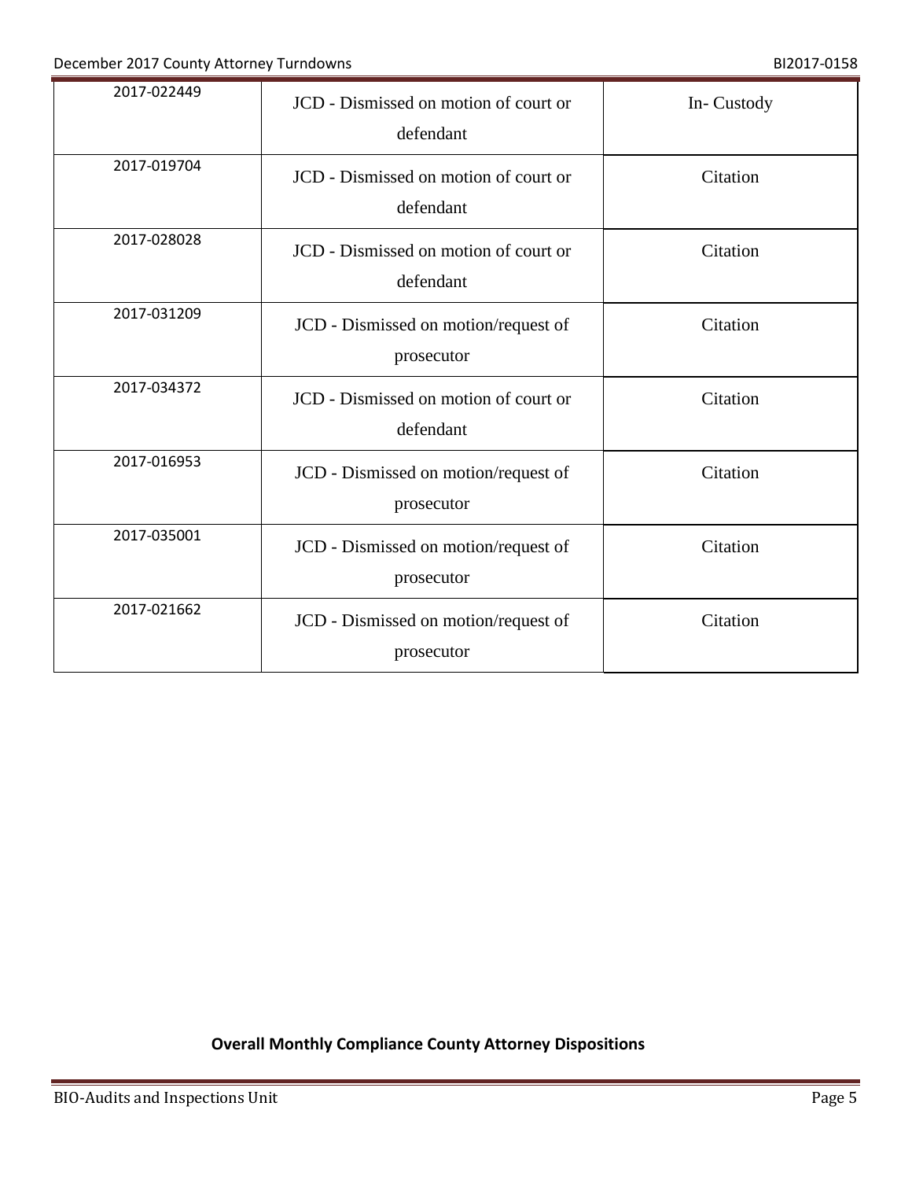| | | |
|---|---|---|
| 2017-022449 | JCD - Dismissed on motion of court or defendant | In- Custody |
| 2017-019704 | JCD - Dismissed on motion of court or defendant | Citation |
| 2017-028028 | JCD - Dismissed on motion of court or defendant | Citation |
| 2017-031209 | JCD - Dismissed on motion/request of prosecutor | Citation |
| 2017-034372 | JCD - Dismissed on motion of court or defendant | Citation |
| 2017-016953 | JCD - Dismissed on motion/request of prosecutor | Citation |
| 2017-035001 | JCD - Dismissed on motion/request of prosecutor | Citation |
| 2017-021662 | JCD - Dismissed on motion/request of prosecutor | Citation |

**Overall Monthly Compliance County Attorney Dispositions**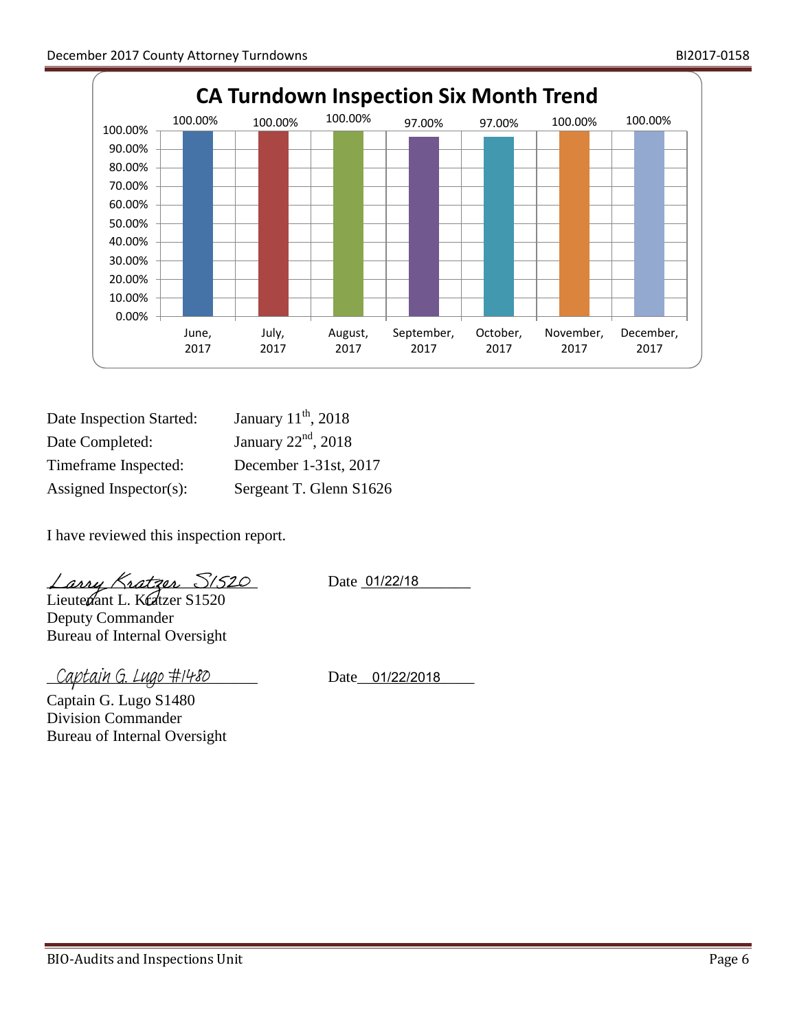CA Turndown Inspection Six Month Trend

100.00%
90.00%
80.00%
70.00%
60.00%
50.00%
40.00%
30.00%
20.00%
10.00%
0.00%

100.00% 100.00% 100.00% 97.00% 97.00% 100.00% 100.00%

June, 2017
July, 2017
August, 2017
September, 2017
October, 2017
November, 2017
December, 2017

| | |
|---|---|
| Date Inspection Started: | January 11th, 2018 |
| Date Completed: | January 22nd, 2018 |
| Timeframe Inspected: | December 1-31st, 2017 |
| Assigned Inspector(s): | Sergeant T. Glenn S1626 |

I have reviewed this inspection report.

*Larry Kratzer S1520* Date 01/22/18

Lieutenant L. Kratzer S1520
Deputy Commander
Bureau of Internal Oversight

*Captain G. Lugo #1480* Date 01/22/2018

Captain G. Lugo S1480
Division Commander
Bureau of Internal Oversight